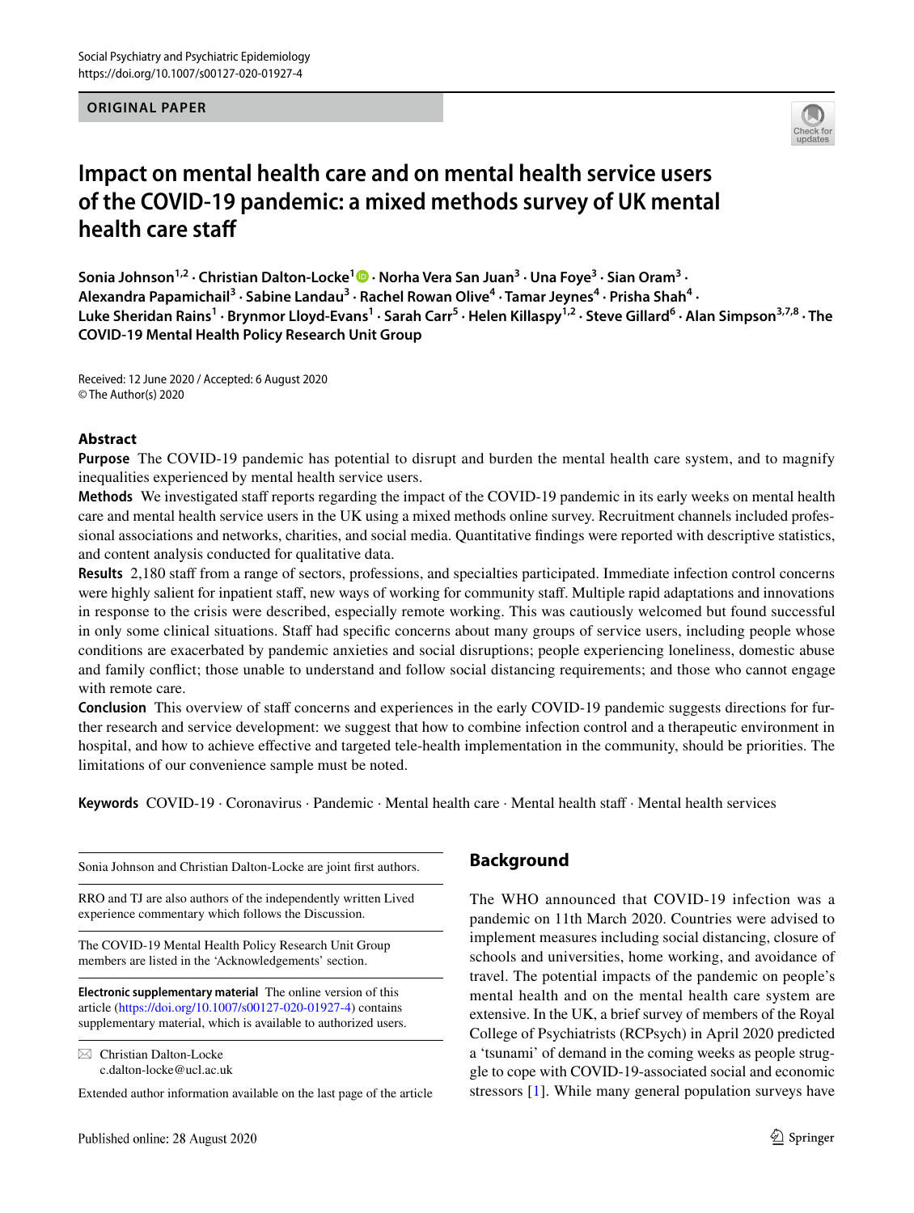Social Psychiatry and Psychiatric Epidemiology
https://doi.org/10.1007/s00127-020-01927-4

**ORIGINAL PAPER**

# Impact on mental health care and on mental health service users of the COVID-19 pandemic: a mixed methods survey of UK mental health care staff

**Sonia Johnson[1,2] · Christian Dalton-Locke[1] · Norha Vera San Juan[3] · Una Foye[3] · Sian Oram[3] · Alexandra Papamichail[3] · Sabine Landau[3] · Rachel Rowan Olive[4] · Tamar Jeynes[4] · Prisha Shah[4] · Luke Sheridan Rains[1] · Brynmor Lloyd-Evans[1] · Sarah Carr[5] · Helen Killaspy[1,2] · Steve Gillard[6] · Alan Simpson[3,7,8] · The COVID-19 Mental Health Policy Research Unit Group**

Received: 12 June 2020 / Accepted: 6 August 2020
© The Author(s) 2020

## Abstract

**Purpose** The COVID-19 pandemic has potential to disrupt and burden the mental health care system, and to magnify inequalities experienced by mental health service users.

**Methods** We investigated staff reports regarding the impact of the COVID-19 pandemic in its early weeks on mental health care and mental health service users in the UK using a mixed methods online survey. Recruitment channels included professional associations and networks, charities, and social media. Quantitative findings were reported with descriptive statistics, and content analysis conducted for qualitative data.

**Results** 2,180 staff from a range of sectors, professions, and specialties participated. Immediate infection control concerns were highly salient for inpatient staff, new ways of working for community staff. Multiple rapid adaptations and innovations in response to the crisis were described, especially remote working. This was cautiously welcomed but found successful in only some clinical situations. Staff had specific concerns about many groups of service users, including people whose conditions are exacerbated by pandemic anxieties and social disruptions; people experiencing loneliness, domestic abuse and family conflict; those unable to understand and follow social distancing requirements; and those who cannot engage with remote care.

**Conclusion** This overview of staff concerns and experiences in the early COVID-19 pandemic suggests directions for further research and service development: we suggest that how to combine infection control and a therapeutic environment in hospital, and how to achieve effective and targeted tele-health implementation in the community, should be priorities. The limitations of our convenience sample must be noted.

**Keywords** COVID-19 · Coronavirus · Pandemic · Mental health care · Mental health staff · Mental health services

Sonia Johnson and Christian Dalton-Locke are joint first authors.

RRO and TJ are also authors of the independently written Lived experience commentary which follows the Discussion.

The COVID-19 Mental Health Policy Research Unit Group members are listed in the 'Acknowledgements' section.

**Electronic supplementary material** The online version of this article (https://doi.org/10.1007/s00127-020-01927-4) contains supplementary material, which is available to authorized users.

✉ Christian Dalton-Locke
c.dalton-locke@ucl.ac.uk

Extended author information available on the last page of the article

## Background

The WHO announced that COVID-19 infection was a pandemic on 11th March 2020. Countries were advised to implement measures including social distancing, closure of schools and universities, home working, and avoidance of travel. The potential impacts of the pandemic on people's mental health and on the mental health care system are extensive. In the UK, a brief survey of members of the Royal College of Psychiatrists (RCPsych) in April 2020 predicted a 'tsunami' of demand in the coming weeks as people struggle to cope with COVID-19-associated social and economic stressors [1]. While many general population surveys have

Published online: 28 August 2020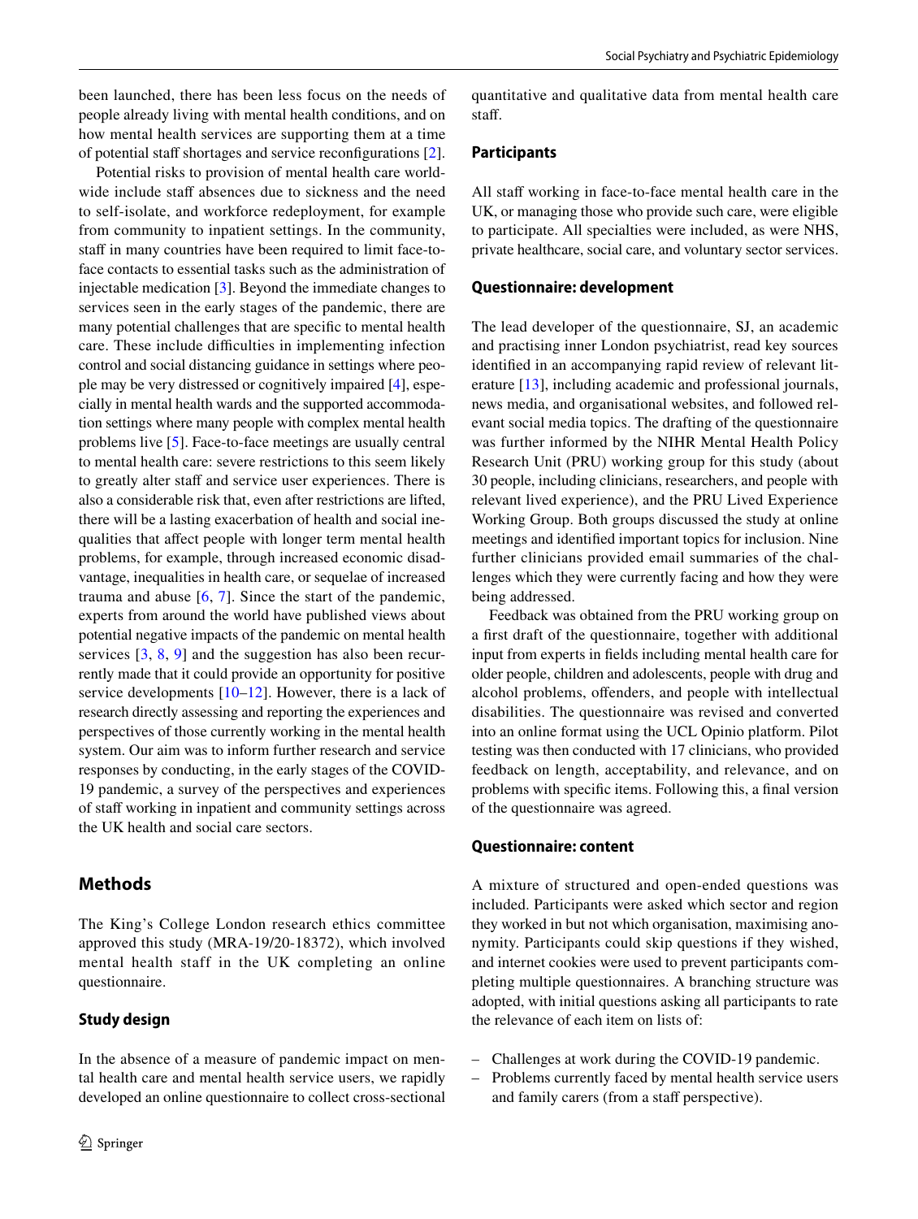been launched, there has been less focus on the needs of people already living with mental health conditions, and on how mental health services are supporting them at a time of potential staff shortages and service reconfigurations [2].

Potential risks to provision of mental health care worldwide include staff absences due to sickness and the need to self-isolate, and workforce redeployment, for example from community to inpatient settings. In the community, staff in many countries have been required to limit face-to-face contacts to essential tasks such as the administration of injectable medication [3]. Beyond the immediate changes to services seen in the early stages of the pandemic, there are many potential challenges that are specific to mental health care. These include difficulties in implementing infection control and social distancing guidance in settings where people may be very distressed or cognitively impaired [4], especially in mental health wards and the supported accommodation settings where many people with complex mental health problems live [5]. Face-to-face meetings are usually central to mental health care: severe restrictions to this seem likely to greatly alter staff and service user experiences. There is also a considerable risk that, even after restrictions are lifted, there will be a lasting exacerbation of health and social inequalities that affect people with longer term mental health problems, for example, through increased economic disadvantage, inequalities in health care, or sequelae of increased trauma and abuse [6, 7]. Since the start of the pandemic, experts from around the world have published views about potential negative impacts of the pandemic on mental health services [3, 8, 9] and the suggestion has also been recurrently made that it could provide an opportunity for positive service developments [10–12]. However, there is a lack of research directly assessing and reporting the experiences and perspectives of those currently working in the mental health system. Our aim was to inform further research and service responses by conducting, in the early stages of the COVID-19 pandemic, a survey of the perspectives and experiences of staff working in inpatient and community settings across the UK health and social care sectors.

## Methods

The King's College London research ethics committee approved this study (MRA-19/20-18372), which involved mental health staff in the UK completing an online questionnaire.

### Study design

In the absence of a measure of pandemic impact on mental health care and mental health service users, we rapidly developed an online questionnaire to collect cross-sectional quantitative and qualitative data from mental health care staff.

### Participants

All staff working in face-to-face mental health care in the UK, or managing those who provide such care, were eligible to participate. All specialties were included, as were NHS, private healthcare, social care, and voluntary sector services.

### Questionnaire: development

The lead developer of the questionnaire, SJ, an academic and practising inner London psychiatrist, read key sources identified in an accompanying rapid review of relevant literature [13], including academic and professional journals, news media, and organisational websites, and followed relevant social media topics. The drafting of the questionnaire was further informed by the NIHR Mental Health Policy Research Unit (PRU) working group for this study (about 30 people, including clinicians, researchers, and people with relevant lived experience), and the PRU Lived Experience Working Group. Both groups discussed the study at online meetings and identified important topics for inclusion. Nine further clinicians provided email summaries of the challenges which they were currently facing and how they were being addressed.

Feedback was obtained from the PRU working group on a first draft of the questionnaire, together with additional input from experts in fields including mental health care for older people, children and adolescents, people with drug and alcohol problems, offenders, and people with intellectual disabilities. The questionnaire was revised and converted into an online format using the UCL Opinio platform. Pilot testing was then conducted with 17 clinicians, who provided feedback on length, acceptability, and relevance, and on problems with specific items. Following this, a final version of the questionnaire was agreed.

### Questionnaire: content

A mixture of structured and open-ended questions was included. Participants were asked which sector and region they worked in but not which organisation, maximising anonymity. Participants could skip questions if they wished, and internet cookies were used to prevent participants completing multiple questionnaires. A branching structure was adopted, with initial questions asking all participants to rate the relevance of each item on lists of:

- Challenges at work during the COVID-19 pandemic.
- Problems currently faced by mental health service users and family carers (from a staff perspective).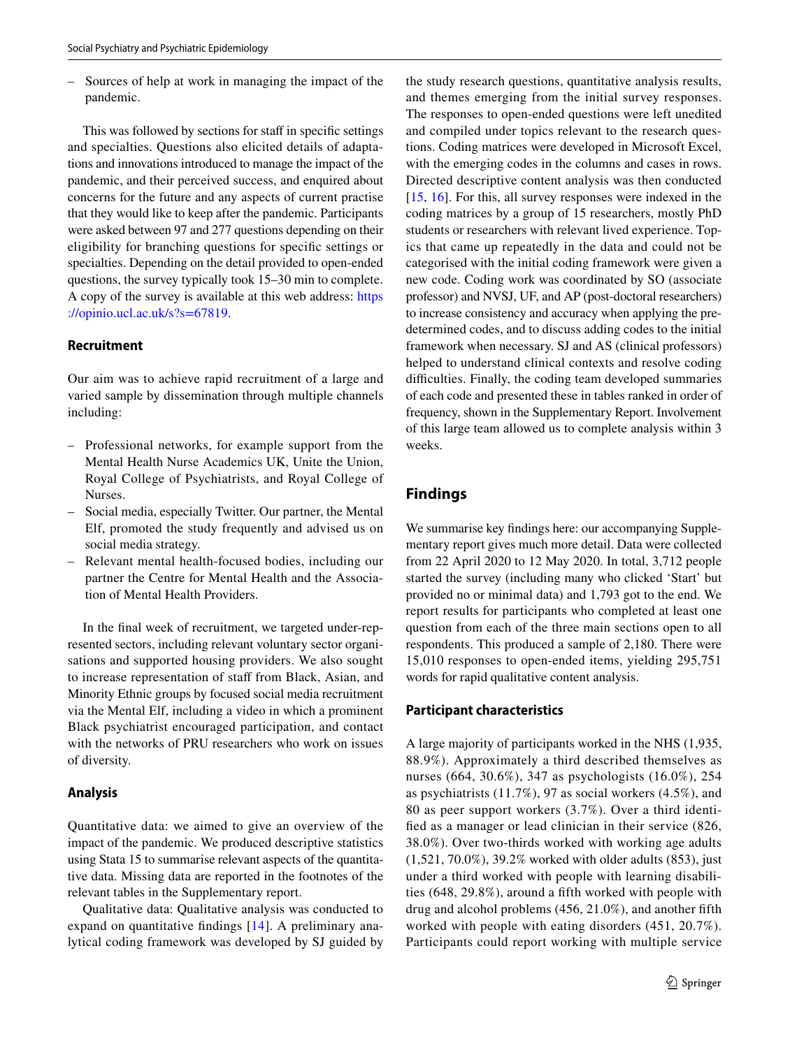– Sources of help at work in managing the impact of the pandemic.

This was followed by sections for staff in specific settings and specialties. Questions also elicited details of adaptations and innovations introduced to manage the impact of the pandemic, and their perceived success, and enquired about concerns for the future and any aspects of current practise that they would like to keep after the pandemic. Participants were asked between 97 and 277 questions depending on their eligibility for branching questions for specific settings or specialties. Depending on the detail provided to open-ended questions, the survey typically took 15–30 min to complete. A copy of the survey is available at this web address: https://opinio.ucl.ac.uk/s?s=67819.

### Recruitment

Our aim was to achieve rapid recruitment of a large and varied sample by dissemination through multiple channels including:

- Professional networks, for example support from the Mental Health Nurse Academics UK, Unite the Union, Royal College of Psychiatrists, and Royal College of Nurses.
- Social media, especially Twitter. Our partner, the Mental Elf, promoted the study frequently and advised us on social media strategy.
- Relevant mental health-focused bodies, including our partner the Centre for Mental Health and the Association of Mental Health Providers.

In the final week of recruitment, we targeted under-represented sectors, including relevant voluntary sector organisations and supported housing providers. We also sought to increase representation of staff from Black, Asian, and Minority Ethnic groups by focused social media recruitment via the Mental Elf, including a video in which a prominent Black psychiatrist encouraged participation, and contact with the networks of PRU researchers who work on issues of diversity.

### Analysis

Quantitative data: we aimed to give an overview of the impact of the pandemic. We produced descriptive statistics using Stata 15 to summarise relevant aspects of the quantitative data. Missing data are reported in the footnotes of the relevant tables in the Supplementary report.

Qualitative data: Qualitative analysis was conducted to expand on quantitative findings [14]. A preliminary analytical coding framework was developed by SJ guided by the study research questions, quantitative analysis results, and themes emerging from the initial survey responses. The responses to open-ended questions were left unedited and compiled under topics relevant to the research questions. Coding matrices were developed in Microsoft Excel, with the emerging codes in the columns and cases in rows. Directed descriptive content analysis was then conducted [15, 16]. For this, all survey responses were indexed in the coding matrices by a group of 15 researchers, mostly PhD students or researchers with relevant lived experience. Topics that came up repeatedly in the data and could not be categorised with the initial coding framework were given a new code. Coding work was coordinated by SO (associate professor) and NVSJ, UF, and AP (post-doctoral researchers) to increase consistency and accuracy when applying the predetermined codes, and to discuss adding codes to the initial framework when necessary. SJ and AS (clinical professors) helped to understand clinical contexts and resolve coding difficulties. Finally, the coding team developed summaries of each code and presented these in tables ranked in order of frequency, shown in the Supplementary Report. Involvement of this large team allowed us to complete analysis within 3 weeks.

## Findings

We summarise key findings here: our accompanying Supplementary report gives much more detail. Data were collected from 22 April 2020 to 12 May 2020. In total, 3,712 people started the survey (including many who clicked 'Start' but provided no or minimal data) and 1,793 got to the end. We report results for participants who completed at least one question from each of the three main sections open to all respondents. This produced a sample of 2,180. There were 15,010 responses to open-ended items, yielding 295,751 words for rapid qualitative content analysis.

### Participant characteristics

A large majority of participants worked in the NHS (1,935, 88.9%). Approximately a third described themselves as nurses (664, 30.6%), 347 as psychologists (16.0%), 254 as psychiatrists (11.7%), 97 as social workers (4.5%), and 80 as peer support workers (3.7%). Over a third identified as a manager or lead clinician in their service (826, 38.0%). Over two-thirds worked with working age adults (1,521, 70.0%), 39.2% worked with older adults (853), just under a third worked with people with learning disabilities (648, 29.8%), around a fifth worked with people with drug and alcohol problems (456, 21.0%), and another fifth worked with people with eating disorders (451, 20.7%). Participants could report working with multiple service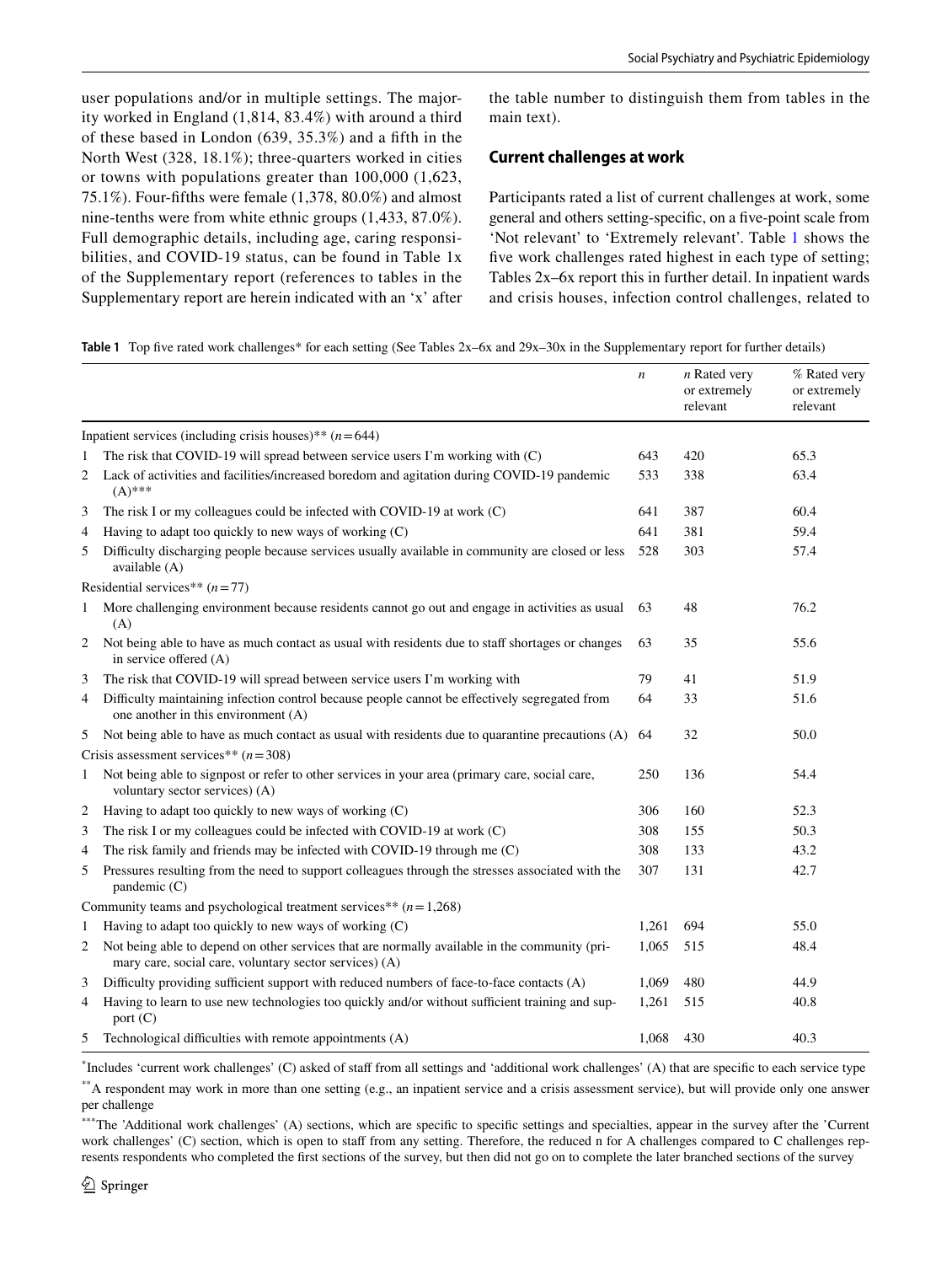user populations and/or in multiple settings. The majority worked in England (1,814, 83.4%) with around a third of these based in London (639, 35.3%) and a fifth in the North West (328, 18.1%); three-quarters worked in cities or towns with populations greater than 100,000 (1,623, 75.1%). Four-fifths were female (1,378, 80.0%) and almost nine-tenths were from white ethnic groups (1,433, 87.0%). Full demographic details, including age, caring responsibilities, and COVID-19 status, can be found in Table 1x of the Supplementary report (references to tables in the Supplementary report are herein indicated with an 'x' after the table number to distinguish them from tables in the main text).

### Current challenges at work

Participants rated a list of current challenges at work, some general and others setting-specific, on a five-point scale from 'Not relevant' to 'Extremely relevant'. Table 1 shows the five work challenges rated highest in each type of setting; Tables 2x–6x report this in further detail. In inpatient wards and crisis houses, infection control challenges, related to

**Table 1** Top five rated work challenges* for each setting (See Tables 2x–6x and 29x–30x in the Supplementary report for further details)

| | | *n* | *n* Rated very or extremely relevant | % Rated very or extremely relevant |
|---|---|---|---|---|
| Inpatient services (including crisis houses)** (*n* = 644) | | | | |
| 1 | The risk that COVID-19 will spread between service users I'm working with (C) | 643 | 420 | 65.3 |
| 2 | Lack of activities and facilities/increased boredom and agitation during COVID-19 pandemic (A)*** | 533 | 338 | 63.4 |
| 3 | The risk I or my colleagues could be infected with COVID-19 at work (C) | 641 | 387 | 60.4 |
| 4 | Having to adapt too quickly to new ways of working (C) | 641 | 381 | 59.4 |
| 5 | Difficulty discharging people because services usually available in community are closed or less available (A) | 528 | 303 | 57.4 |
| Residential services** (*n* = 77) | | | | |
| 1 | More challenging environment because residents cannot go out and engage in activities as usual (A) | 63 | 48 | 76.2 |
| 2 | Not being able to have as much contact as usual with residents due to staff shortages or changes in service offered (A) | 63 | 35 | 55.6 |
| 3 | The risk that COVID-19 will spread between service users I'm working with | 79 | 41 | 51.9 |
| 4 | Difficulty maintaining infection control because people cannot be effectively segregated from one another in this environment (A) | 64 | 33 | 51.6 |
| 5 | Not being able to have as much contact as usual with residents due to quarantine precautions (A) | 64 | 32 | 50.0 |
| Crisis assessment services** (*n* = 308) | | | | |
| 1 | Not being able to signpost or refer to other services in your area (primary care, social care, voluntary sector services) (A) | 250 | 136 | 54.4 |
| 2 | Having to adapt too quickly to new ways of working (C) | 306 | 160 | 52.3 |
| 3 | The risk I or my colleagues could be infected with COVID-19 at work (C) | 308 | 155 | 50.3 |
| 4 | The risk family and friends may be infected with COVID-19 through me (C) | 308 | 133 | 43.2 |
| 5 | Pressures resulting from the need to support colleagues through the stresses associated with the pandemic (C) | 307 | 131 | 42.7 |
| Community teams and psychological treatment services** (*n* = 1,268) | | | | |
| 1 | Having to adapt too quickly to new ways of working (C) | 1,261 | 694 | 55.0 |
| 2 | Not being able to depend on other services that are normally available in the community (primary care, social care, voluntary sector services) (A) | 1,065 | 515 | 48.4 |
| 3 | Difficulty providing sufficient support with reduced numbers of face-to-face contacts (A) | 1,069 | 480 | 44.9 |
| 4 | Having to learn to use new technologies too quickly and/or without sufficient training and support (C) | 1,261 | 515 | 40.8 |
| 5 | Technological difficulties with remote appointments (A) | 1,068 | 430 | 40.3 |

*Includes 'current work challenges' (C) asked of staff from all settings and 'additional work challenges' (A) that are specific to each service type

**A respondent may work in more than one setting (e.g., an inpatient service and a crisis assessment service), but will provide only one answer per challenge

***The 'Additional work challenges' (A) sections, which are specific to specific settings and specialties, appear in the survey after the 'Current work challenges' (C) section, which is open to staff from any setting. Therefore, the reduced n for A challenges compared to C challenges represents respondents who completed the first sections of the survey, but then did not go on to complete the later branched sections of the survey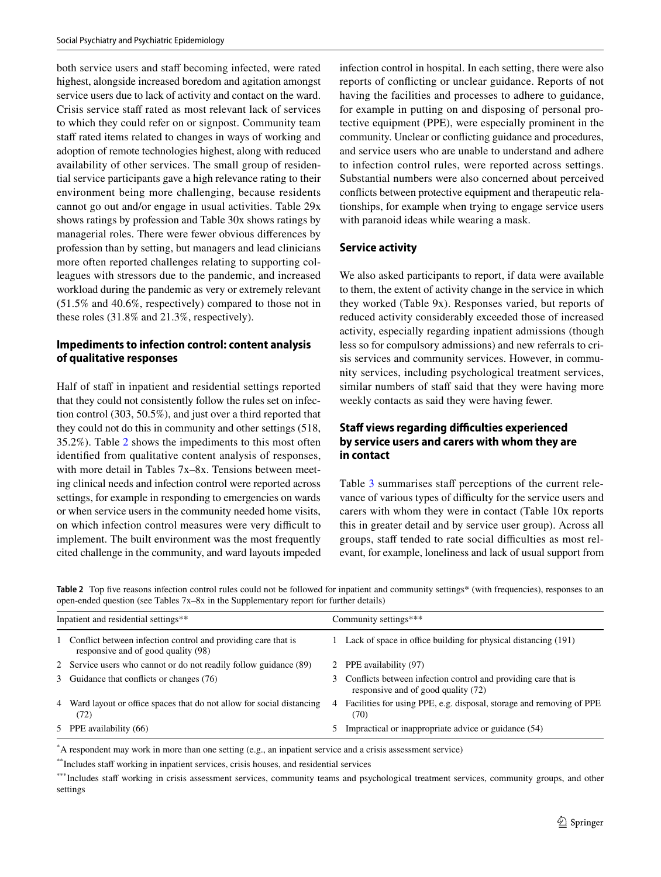both service users and staff becoming infected, were rated highest, alongside increased boredom and agitation amongst service users due to lack of activity and contact on the ward. Crisis service staff rated as most relevant lack of services to which they could refer on or signpost. Community team staff rated items related to changes in ways of working and adoption of remote technologies highest, along with reduced availability of other services. The small group of residential service participants gave a high relevance rating to their environment being more challenging, because residents cannot go out and/or engage in usual activities. Table 29x shows ratings by profession and Table 30x shows ratings by managerial roles. There were fewer obvious differences by profession than by setting, but managers and lead clinicians more often reported challenges relating to supporting colleagues with stressors due to the pandemic, and increased workload during the pandemic as very or extremely relevant (51.5% and 40.6%, respectively) compared to those not in these roles (31.8% and 21.3%, respectively).

### Impediments to infection control: content analysis of qualitative responses

Half of staff in inpatient and residential settings reported that they could not consistently follow the rules set on infection control (303, 50.5%), and just over a third reported that they could not do this in community and other settings (518, 35.2%). Table 2 shows the impediments to this most often identified from qualitative content analysis of responses, with more detail in Tables 7x–8x. Tensions between meeting clinical needs and infection control were reported across settings, for example in responding to emergencies on wards or when service users in the community needed home visits, on which infection control measures were very difficult to implement. The built environment was the most frequently cited challenge in the community, and ward layouts impeded infection control in hospital. In each setting, there were also reports of conflicting or unclear guidance. Reports of not having the facilities and processes to adhere to guidance, for example in putting on and disposing of personal protective equipment (PPE), were especially prominent in the community. Unclear or conflicting guidance and procedures, and service users who are unable to understand and adhere to infection control rules, were reported across settings. Substantial numbers were also concerned about perceived conflicts between protective equipment and therapeutic relationships, for example when trying to engage service users with paranoid ideas while wearing a mask.

### Service activity

We also asked participants to report, if data were available to them, the extent of activity change in the service in which they worked (Table 9x). Responses varied, but reports of reduced activity considerably exceeded those of increased activity, especially regarding inpatient admissions (though less so for compulsory admissions) and new referrals to crisis services and community services. However, in community services, including psychological treatment services, similar numbers of staff said that they were having more weekly contacts as said they were having fewer.

### Staff views regarding difficulties experienced by service users and carers with whom they are in contact

Table 3 summarises staff perceptions of the current relevance of various types of difficulty for the service users and carers with whom they were in contact (Table 10x reports this in greater detail and by service user group). Across all groups, staff tended to rate social difficulties as most relevant, for example, loneliness and lack of usual support from

**Table 2** Top five reasons infection control rules could not be followed for inpatient and community settings* (with frequencies), responses to an open-ended question (see Tables 7x–8x in the Supplementary report for further details)

| | Inpatient and residential settings** | | Community settings*** |
|---|---|---|---|
| 1 | Conflict between infection control and providing care that is responsive and of good quality (98) | 1 | Lack of space in office building for physical distancing (191) |
| 2 | Service users who cannot or do not readily follow guidance (89) | 2 | PPE availability (97) |
| 3 | Guidance that conflicts or changes (76) | 3 | Conflicts between infection control and providing care that is responsive and of good quality (72) |
| 4 | Ward layout or office spaces that do not allow for social distancing (72) | 4 | Facilities for using PPE, e.g. disposal, storage and removing of PPE (70) |
| 5 | PPE availability (66) | 5 | Impractical or inappropriate advice or guidance (54) |

*A respondent may work in more than one setting (e.g., an inpatient service and a crisis assessment service)

**Includes staff working in inpatient services, crisis houses, and residential services

***Includes staff working in crisis assessment services, community teams and psychological treatment services, community groups, and other settings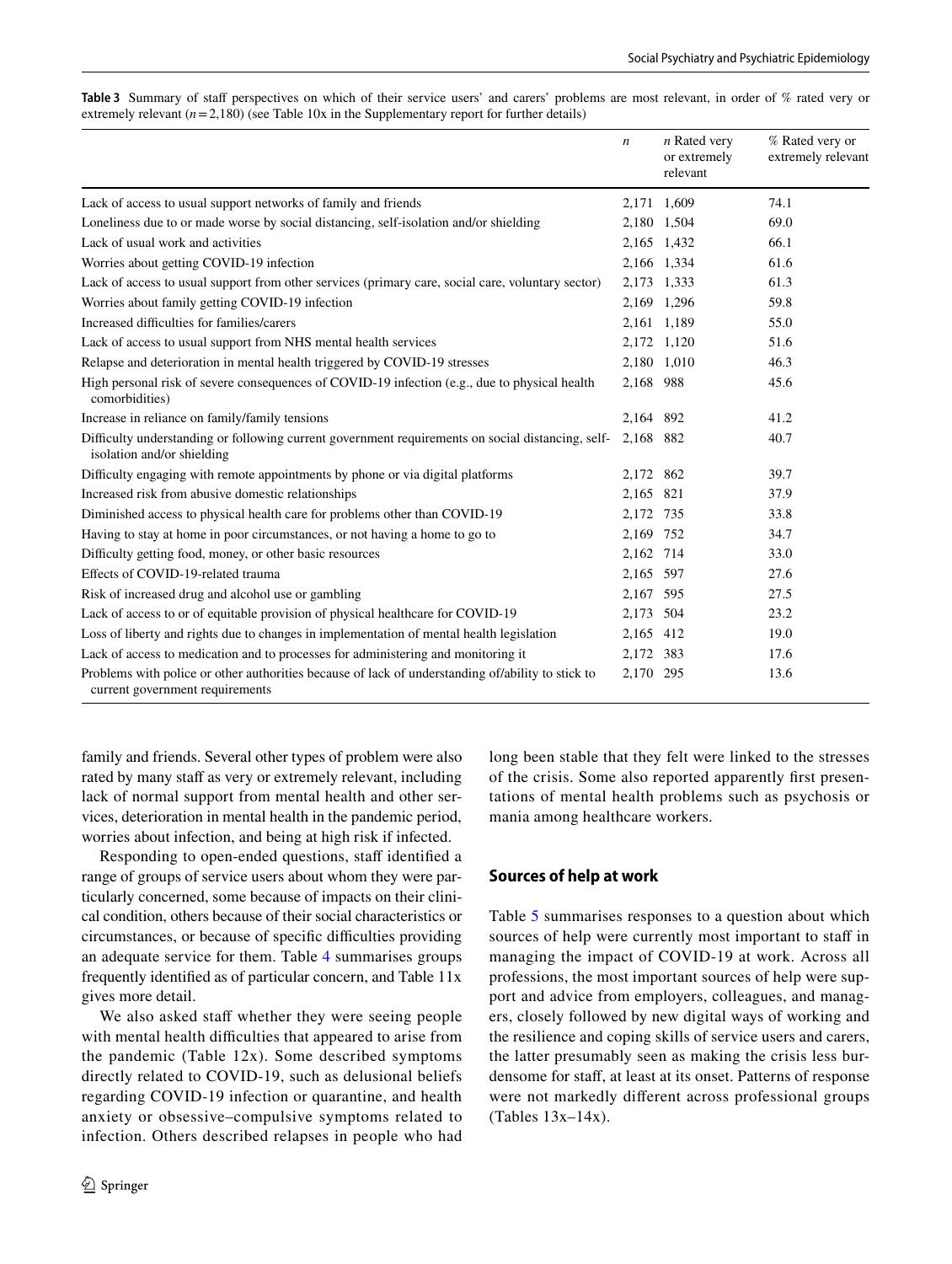**Table 3** Summary of staff perspectives on which of their service users' and carers' problems are most relevant, in order of % rated very or extremely relevant ($n = 2{,}180$) (see Table 10x in the Supplementary report for further details)

| | *n* | *n* Rated very or extremely relevant | % Rated very or extremely relevant |
|---|---|---|---|
| Lack of access to usual support networks of family and friends | 2,171 | 1,609 | 74.1 |
| Loneliness due to or made worse by social distancing, self-isolation and/or shielding | 2,180 | 1,504 | 69.0 |
| Lack of usual work and activities | 2,165 | 1,432 | 66.1 |
| Worries about getting COVID-19 infection | 2,166 | 1,334 | 61.6 |
| Lack of access to usual support from other services (primary care, social care, voluntary sector) | 2,173 | 1,333 | 61.3 |
| Worries about family getting COVID-19 infection | 2,169 | 1,296 | 59.8 |
| Increased difficulties for families/carers | 2,161 | 1,189 | 55.0 |
| Lack of access to usual support from NHS mental health services | 2,172 | 1,120 | 51.6 |
| Relapse and deterioration in mental health triggered by COVID-19 stresses | 2,180 | 1,010 | 46.3 |
| High personal risk of severe consequences of COVID-19 infection (e.g., due to physical health comorbidities) | 2,168 | 988 | 45.6 |
| Increase in reliance on family/family tensions | 2,164 | 892 | 41.2 |
| Difficulty understanding or following current government requirements on social distancing, self-isolation and/or shielding | 2,168 | 882 | 40.7 |
| Difficulty engaging with remote appointments by phone or via digital platforms | 2,172 | 862 | 39.7 |
| Increased risk from abusive domestic relationships | 2,165 | 821 | 37.9 |
| Diminished access to physical health care for problems other than COVID-19 | 2,172 | 735 | 33.8 |
| Having to stay at home in poor circumstances, or not having a home to go to | 2,169 | 752 | 34.7 |
| Difficulty getting food, money, or other basic resources | 2,162 | 714 | 33.0 |
| Effects of COVID-19-related trauma | 2,165 | 597 | 27.6 |
| Risk of increased drug and alcohol use or gambling | 2,167 | 595 | 27.5 |
| Lack of access to or of equitable provision of physical healthcare for COVID-19 | 2,173 | 504 | 23.2 |
| Loss of liberty and rights due to changes in implementation of mental health legislation | 2,165 | 412 | 19.0 |
| Lack of access to medication and to processes for administering and monitoring it | 2,172 | 383 | 17.6 |
| Problems with police or other authorities because of lack of understanding of/ability to stick to current government requirements | 2,170 | 295 | 13.6 |

family and friends. Several other types of problem were also rated by many staff as very or extremely relevant, including lack of normal support from mental health and other services, deterioration in mental health in the pandemic period, worries about infection, and being at high risk if infected.

Responding to open-ended questions, staff identified a range of groups of service users about whom they were particularly concerned, some because of impacts on their clinical condition, others because of their social characteristics or circumstances, or because of specific difficulties providing an adequate service for them. Table 4 summarises groups frequently identified as of particular concern, and Table 11x gives more detail.

We also asked staff whether they were seeing people with mental health difficulties that appeared to arise from the pandemic (Table 12x). Some described symptoms directly related to COVID-19, such as delusional beliefs regarding COVID-19 infection or quarantine, and health anxiety or obsessive–compulsive symptoms related to infection. Others described relapses in people who had long been stable that they felt were linked to the stresses of the crisis. Some also reported apparently first presentations of mental health problems such as psychosis or mania among healthcare workers.

## Sources of help at work

Table 5 summarises responses to a question about which sources of help were currently most important to staff in managing the impact of COVID-19 at work. Across all professions, the most important sources of help were support and advice from employers, colleagues, and managers, closely followed by new digital ways of working and the resilience and coping skills of service users and carers, the latter presumably seen as making the crisis less burdensome for staff, at least at its onset. Patterns of response were not markedly different across professional groups (Tables 13x–14x).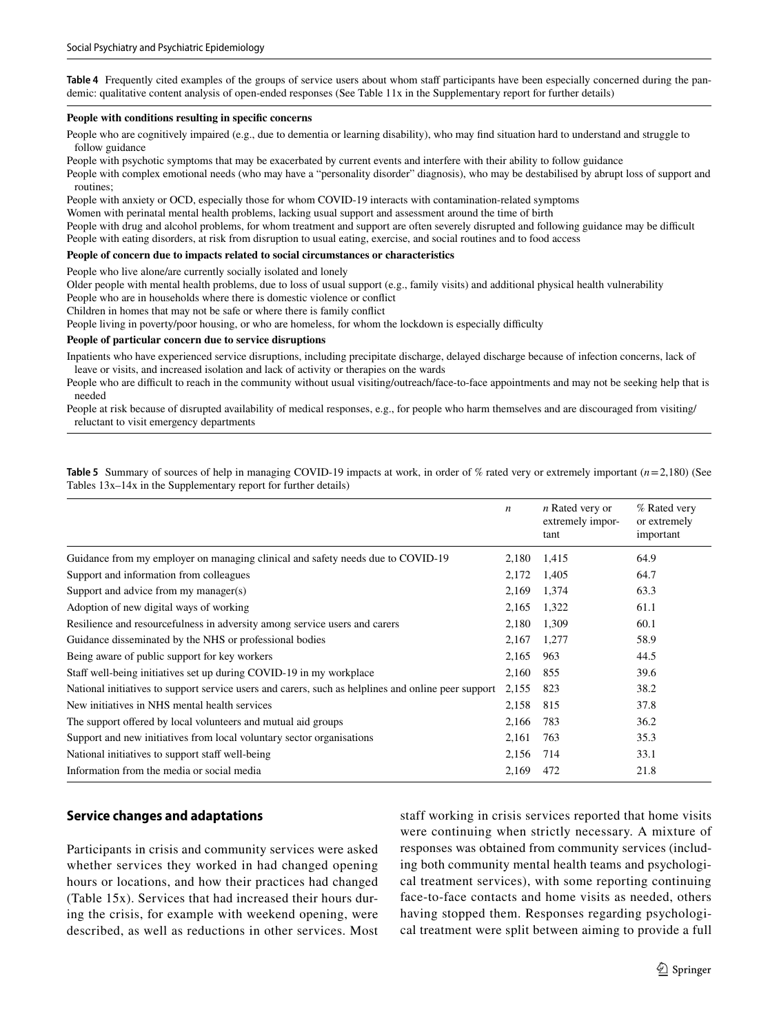**Table 4** Frequently cited examples of the groups of service users about whom staff participants have been especially concerned during the pandemic: qualitative content analysis of open-ended responses (See Table 11x in the Supplementary report for further details)

**People with conditions resulting in specific concerns**

People who are cognitively impaired (e.g., due to dementia or learning disability), who may find situation hard to understand and struggle to follow guidance

People with psychotic symptoms that may be exacerbated by current events and interfere with their ability to follow guidance

People with complex emotional needs (who may have a "personality disorder" diagnosis), who may be destabilised by abrupt loss of support and routines;

People with anxiety or OCD, especially those for whom COVID-19 interacts with contamination-related symptoms

Women with perinatal mental health problems, lacking usual support and assessment around the time of birth

People with drug and alcohol problems, for whom treatment and support are often severely disrupted and following guidance may be difficult

People with eating disorders, at risk from disruption to usual eating, exercise, and social routines and to food access

**People of concern due to impacts related to social circumstances or characteristics**

People who live alone/are currently socially isolated and lonely

Older people with mental health problems, due to loss of usual support (e.g., family visits) and additional physical health vulnerability

People who are in households where there is domestic violence or conflict

Children in homes that may not be safe or where there is family conflict

People living in poverty/poor housing, or who are homeless, for whom the lockdown is especially difficulty

**People of particular concern due to service disruptions**

Inpatients who have experienced service disruptions, including precipitate discharge, delayed discharge because of infection concerns, lack of leave or visits, and increased isolation and lack of activity or therapies on the wards

People who are difficult to reach in the community without usual visiting/outreach/face-to-face appointments and may not be seeking help that is needed

People at risk because of disrupted availability of medical responses, e.g., for people who harm themselves and are discouraged from visiting/reluctant to visit emergency departments

**Table 5** Summary of sources of help in managing COVID-19 impacts at work, in order of % rated very or extremely important ($n = 2{,}180$) (See Tables 13x–14x in the Supplementary report for further details)

| | *n* | *n* Rated very or extremely important | % Rated very or extremely important |
|---|---|---|---|
| Guidance from my employer on managing clinical and safety needs due to COVID-19 | 2,180 | 1,415 | 64.9 |
| Support and information from colleagues | 2,172 | 1,405 | 64.7 |
| Support and advice from my manager(s) | 2,169 | 1,374 | 63.3 |
| Adoption of new digital ways of working | 2,165 | 1,322 | 61.1 |
| Resilience and resourcefulness in adversity among service users and carers | 2,180 | 1,309 | 60.1 |
| Guidance disseminated by the NHS or professional bodies | 2,167 | 1,277 | 58.9 |
| Being aware of public support for key workers | 2,165 | 963 | 44.5 |
| Staff well-being initiatives set up during COVID-19 in my workplace | 2,160 | 855 | 39.6 |
| National initiatives to support service users and carers, such as helplines and online peer support | 2,155 | 823 | 38.2 |
| New initiatives in NHS mental health services | 2,158 | 815 | 37.8 |
| The support offered by local volunteers and mutual aid groups | 2,166 | 783 | 36.2 |
| Support and new initiatives from local voluntary sector organisations | 2,161 | 763 | 35.3 |
| National initiatives to support staff well-being | 2,156 | 714 | 33.1 |
| Information from the media or social media | 2,169 | 472 | 21.8 |

### Service changes and adaptations

Participants in crisis and community services were asked whether services they worked in had changed opening hours or locations, and how their practices had changed (Table 15x). Services that had increased their hours during the crisis, for example with weekend opening, were described, as well as reductions in other services. Most staff working in crisis services reported that home visits were continuing when strictly necessary. A mixture of responses was obtained from community services (including both community mental health teams and psychological treatment services), with some reporting continuing face-to-face contacts and home visits as needed, others having stopped them. Responses regarding psychological treatment were split between aiming to provide a full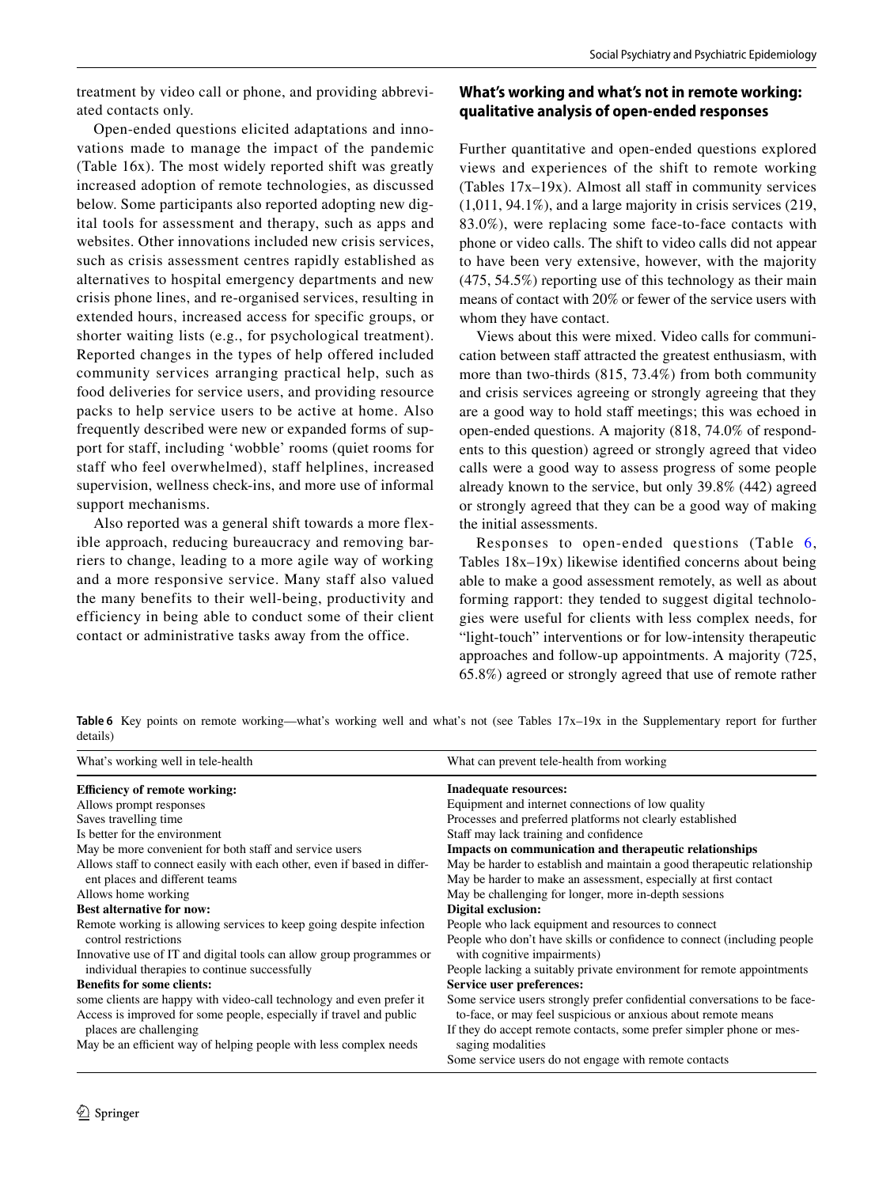treatment by video call or phone, and providing abbreviated contacts only.

Open-ended questions elicited adaptations and innovations made to manage the impact of the pandemic (Table 16x). The most widely reported shift was greatly increased adoption of remote technologies, as discussed below. Some participants also reported adopting new digital tools for assessment and therapy, such as apps and websites. Other innovations included new crisis services, such as crisis assessment centres rapidly established as alternatives to hospital emergency departments and new crisis phone lines, and re-organised services, resulting in extended hours, increased access for specific groups, or shorter waiting lists (e.g., for psychological treatment). Reported changes in the types of help offered included community services arranging practical help, such as food deliveries for service users, and providing resource packs to help service users to be active at home. Also frequently described were new or expanded forms of support for staff, including 'wobble' rooms (quiet rooms for staff who feel overwhelmed), staff helplines, increased supervision, wellness check-ins, and more use of informal support mechanisms.

Also reported was a general shift towards a more flexible approach, reducing bureaucracy and removing barriers to change, leading to a more agile way of working and a more responsive service. Many staff also valued the many benefits to their well-being, productivity and efficiency in being able to conduct some of their client contact or administrative tasks away from the office.

## What's working and what's not in remote working: qualitative analysis of open-ended responses

Further quantitative and open-ended questions explored views and experiences of the shift to remote working (Tables 17x–19x). Almost all staff in community services (1,011, 94.1%), and a large majority in crisis services (219, 83.0%), were replacing some face-to-face contacts with phone or video calls. The shift to video calls did not appear to have been very extensive, however, with the majority (475, 54.5%) reporting use of this technology as their main means of contact with 20% or fewer of the service users with whom they have contact.

Views about this were mixed. Video calls for communication between staff attracted the greatest enthusiasm, with more than two-thirds (815, 73.4%) from both community and crisis services agreeing or strongly agreeing that they are a good way to hold staff meetings; this was echoed in open-ended questions. A majority (818, 74.0% of respondents to this question) agreed or strongly agreed that video calls were a good way to assess progress of some people already known to the service, but only 39.8% (442) agreed or strongly agreed that they can be a good way of making the initial assessments.

Responses to open-ended questions (Table 6, Tables 18x–19x) likewise identified concerns about being able to make a good assessment remotely, as well as about forming rapport: they tended to suggest digital technologies were useful for clients with less complex needs, for "light-touch" interventions or for low-intensity therapeutic approaches and follow-up appointments. A majority (725, 65.8%) agreed or strongly agreed that use of remote rather

**Table 6** Key points on remote working—what's working well and what's not (see Tables 17x–19x in the Supplementary report for further details)

| What's working well in tele-health | What can prevent tele-health from working |
|---|---|
| **Efficiency of remote working:** | **Inadequate resources:** |
| Allows prompt responses | Equipment and internet connections of low quality |
| Saves travelling time | Processes and preferred platforms not clearly established |
| Is better for the environment | Staff may lack training and confidence |
| May be more convenient for both staff and service users | **Impacts on communication and therapeutic relationships** |
| Allows staff to connect easily with each other, even if based in different places and different teams | May be harder to establish and maintain a good therapeutic relationship |
| | May be harder to make an assessment, especially at first contact |
| Allows home working | May be challenging for longer, more in-depth sessions |
| **Best alternative for now:** | **Digital exclusion:** |
| Remote working is allowing services to keep going despite infection control restrictions | People who lack equipment and resources to connect |
| | People who don't have skills or confidence to connect (including people with cognitive impairments) |
| Innovative use of IT and digital tools can allow group programmes or individual therapies to continue successfully | People lacking a suitably private environment for remote appointments |
| **Benefits for some clients:** | **Service user preferences:** |
| some clients are happy with video-call technology and even prefer it | Some service users strongly prefer confidential conversations to be face-to-face, or may feel suspicious or anxious about remote means |
| Access is improved for some people, especially if travel and public places are challenging | If they do accept remote contacts, some prefer simpler phone or messaging modalities |
| May be an efficient way of helping people with less complex needs | Some service users do not engage with remote contacts |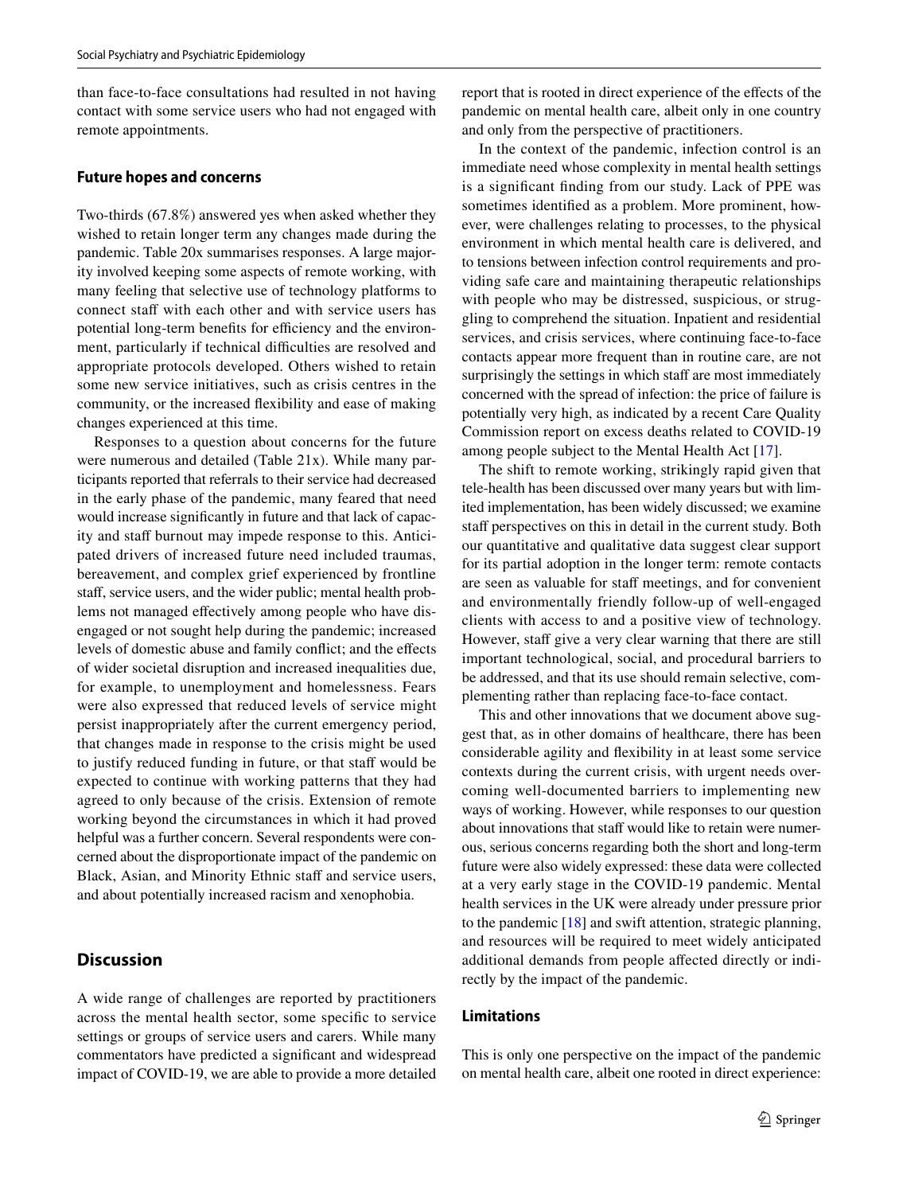than face-to-face consultations had resulted in not having contact with some service users who had not engaged with remote appointments.

### Future hopes and concerns

Two-thirds (67.8%) answered yes when asked whether they wished to retain longer term any changes made during the pandemic. Table 20x summarises responses. A large majority involved keeping some aspects of remote working, with many feeling that selective use of technology platforms to connect staff with each other and with service users has potential long-term benefits for efficiency and the environment, particularly if technical difficulties are resolved and appropriate protocols developed. Others wished to retain some new service initiatives, such as crisis centres in the community, or the increased flexibility and ease of making changes experienced at this time.

Responses to a question about concerns for the future were numerous and detailed (Table 21x). While many participants reported that referrals to their service had decreased in the early phase of the pandemic, many feared that need would increase significantly in future and that lack of capacity and staff burnout may impede response to this. Anticipated drivers of increased future need included traumas, bereavement, and complex grief experienced by frontline staff, service users, and the wider public; mental health problems not managed effectively among people who have disengaged or not sought help during the pandemic; increased levels of domestic abuse and family conflict; and the effects of wider societal disruption and increased inequalities due, for example, to unemployment and homelessness. Fears were also expressed that reduced levels of service might persist inappropriately after the current emergency period, that changes made in response to the crisis might be used to justify reduced funding in future, or that staff would be expected to continue with working patterns that they had agreed to only because of the crisis. Extension of remote working beyond the circumstances in which it had proved helpful was a further concern. Several respondents were concerned about the disproportionate impact of the pandemic on Black, Asian, and Minority Ethnic staff and service users, and about potentially increased racism and xenophobia.

## Discussion

A wide range of challenges are reported by practitioners across the mental health sector, some specific to service settings or groups of service users and carers. While many commentators have predicted a significant and widespread impact of COVID-19, we are able to provide a more detailed report that is rooted in direct experience of the effects of the pandemic on mental health care, albeit only in one country and only from the perspective of practitioners.

In the context of the pandemic, infection control is an immediate need whose complexity in mental health settings is a significant finding from our study. Lack of PPE was sometimes identified as a problem. More prominent, however, were challenges relating to processes, to the physical environment in which mental health care is delivered, and to tensions between infection control requirements and providing safe care and maintaining therapeutic relationships with people who may be distressed, suspicious, or struggling to comprehend the situation. Inpatient and residential services, and crisis services, where continuing face-to-face contacts appear more frequent than in routine care, are not surprisingly the settings in which staff are most immediately concerned with the spread of infection: the price of failure is potentially very high, as indicated by a recent Care Quality Commission report on excess deaths related to COVID-19 among people subject to the Mental Health Act [17].

The shift to remote working, strikingly rapid given that tele-health has been discussed over many years but with limited implementation, has been widely discussed; we examine staff perspectives on this in detail in the current study. Both our quantitative and qualitative data suggest clear support for its partial adoption in the longer term: remote contacts are seen as valuable for staff meetings, and for convenient and environmentally friendly follow-up of well-engaged clients with access to and a positive view of technology. However, staff give a very clear warning that there are still important technological, social, and procedural barriers to be addressed, and that its use should remain selective, complementing rather than replacing face-to-face contact.

This and other innovations that we document above suggest that, as in other domains of healthcare, there has been considerable agility and flexibility in at least some service contexts during the current crisis, with urgent needs overcoming well-documented barriers to implementing new ways of working. However, while responses to our question about innovations that staff would like to retain were numerous, serious concerns regarding both the short and long-term future were also widely expressed: these data were collected at a very early stage in the COVID-19 pandemic. Mental health services in the UK were already under pressure prior to the pandemic [18] and swift attention, strategic planning, and resources will be required to meet widely anticipated additional demands from people affected directly or indirectly by the impact of the pandemic.

### Limitations

This is only one perspective on the impact of the pandemic on mental health care, albeit one rooted in direct experience: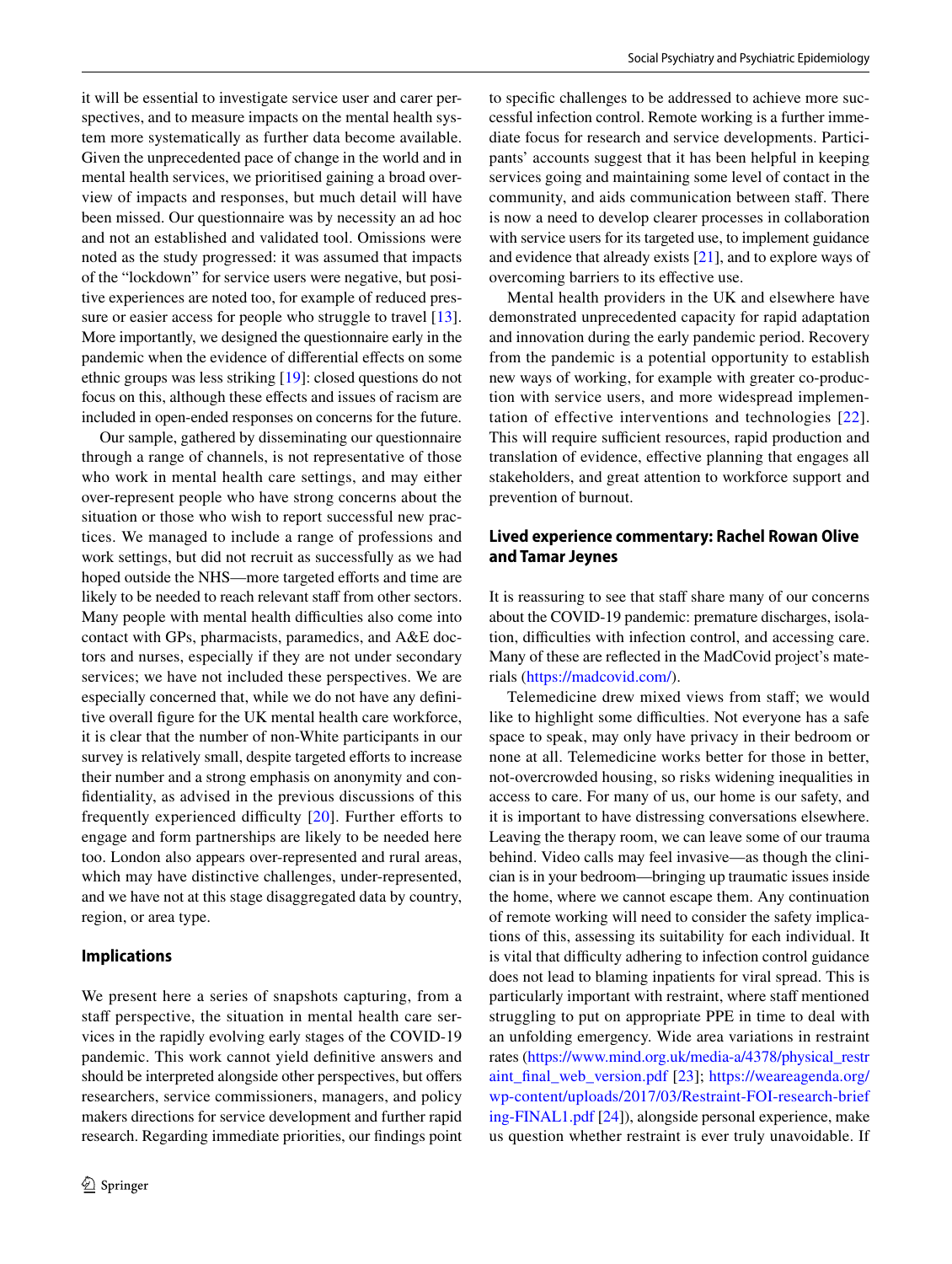it will be essential to investigate service user and carer perspectives, and to measure impacts on the mental health system more systematically as further data become available. Given the unprecedented pace of change in the world and in mental health services, we prioritised gaining a broad overview of impacts and responses, but much detail will have been missed. Our questionnaire was by necessity an ad hoc and not an established and validated tool. Omissions were noted as the study progressed: it was assumed that impacts of the "lockdown" for service users were negative, but positive experiences are noted too, for example of reduced pressure or easier access for people who struggle to travel [13]. More importantly, we designed the questionnaire early in the pandemic when the evidence of differential effects on some ethnic groups was less striking [19]: closed questions do not focus on this, although these effects and issues of racism are included in open-ended responses on concerns for the future.

Our sample, gathered by disseminating our questionnaire through a range of channels, is not representative of those who work in mental health care settings, and may either over-represent people who have strong concerns about the situation or those who wish to report successful new practices. We managed to include a range of professions and work settings, but did not recruit as successfully as we had hoped outside the NHS—more targeted efforts and time are likely to be needed to reach relevant staff from other sectors. Many people with mental health difficulties also come into contact with GPs, pharmacists, paramedics, and A&E doctors and nurses, especially if they are not under secondary services; we have not included these perspectives. We are especially concerned that, while we do not have any definitive overall figure for the UK mental health care workforce, it is clear that the number of non-White participants in our survey is relatively small, despite targeted efforts to increase their number and a strong emphasis on anonymity and confidentiality, as advised in the previous discussions of this frequently experienced difficulty [20]. Further efforts to engage and form partnerships are likely to be needed here too. London also appears over-represented and rural areas, which may have distinctive challenges, under-represented, and we have not at this stage disaggregated data by country, region, or area type.

## Implications

We present here a series of snapshots capturing, from a staff perspective, the situation in mental health care services in the rapidly evolving early stages of the COVID-19 pandemic. This work cannot yield definitive answers and should be interpreted alongside other perspectives, but offers researchers, service commissioners, managers, and policy makers directions for service development and further rapid research. Regarding immediate priorities, our findings point to specific challenges to be addressed to achieve more successful infection control. Remote working is a further immediate focus for research and service developments. Participants' accounts suggest that it has been helpful in keeping services going and maintaining some level of contact in the community, and aids communication between staff. There is now a need to develop clearer processes in collaboration with service users for its targeted use, to implement guidance and evidence that already exists [21], and to explore ways of overcoming barriers to its effective use.

Mental health providers in the UK and elsewhere have demonstrated unprecedented capacity for rapid adaptation and innovation during the early pandemic period. Recovery from the pandemic is a potential opportunity to establish new ways of working, for example with greater co-production with service users, and more widespread implementation of effective interventions and technologies [22]. This will require sufficient resources, rapid production and translation of evidence, effective planning that engages all stakeholders, and great attention to workforce support and prevention of burnout.

## Lived experience commentary: Rachel Rowan Olive and Tamar Jeynes

It is reassuring to see that staff share many of our concerns about the COVID-19 pandemic: premature discharges, isolation, difficulties with infection control, and accessing care. Many of these are reflected in the MadCovid project's materials (https://madcovid.com/).

Telemedicine drew mixed views from staff; we would like to highlight some difficulties. Not everyone has a safe space to speak, may only have privacy in their bedroom or none at all. Telemedicine works better for those in better, not-overcrowded housing, so risks widening inequalities in access to care. For many of us, our home is our safety, and it is important to have distressing conversations elsewhere. Leaving the therapy room, we can leave some of our trauma behind. Video calls may feel invasive—as though the clinician is in your bedroom—bringing up traumatic issues inside the home, where we cannot escape them. Any continuation of remote working will need to consider the safety implications of this, assessing its suitability for each individual. It is vital that difficulty adhering to infection control guidance does not lead to blaming inpatients for viral spread. This is particularly important with restraint, where staff mentioned struggling to put on appropriate PPE in time to deal with an unfolding emergency. Wide area variations in restraint rates (https://www.mind.org.uk/media-a/4378/physical_restraint_final_web_version.pdf [23]; https://weareagenda.org/wp-content/uploads/2017/03/Restraint-FOI-research-briefing-FINAL1.pdf [24]), alongside personal experience, make us question whether restraint is ever truly unavoidable. If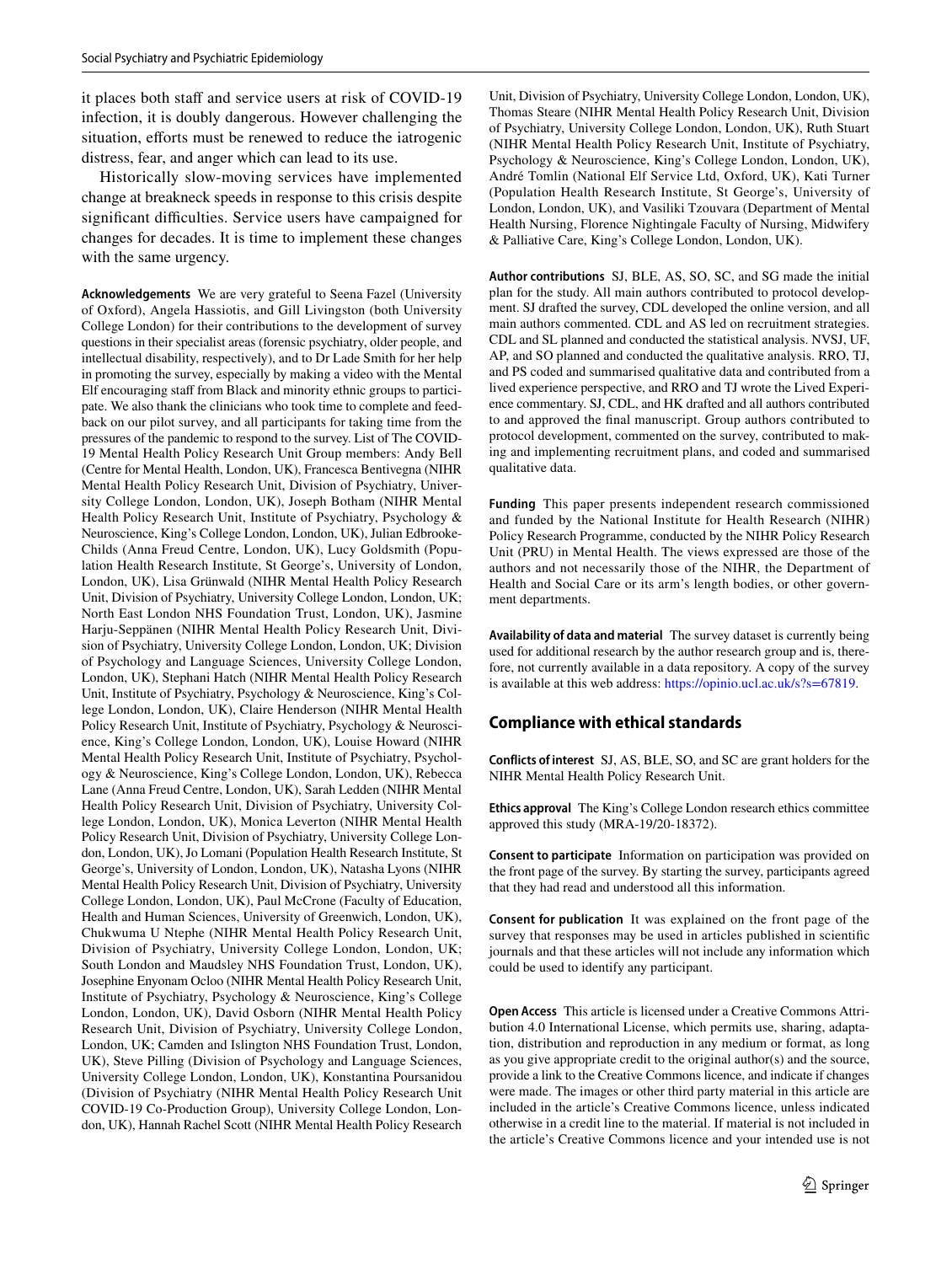it places both staff and service users at risk of COVID-19 infection, it is doubly dangerous. However challenging the situation, efforts must be renewed to reduce the iatrogenic distress, fear, and anger which can lead to its use.

Historically slow-moving services have implemented change at breakneck speeds in response to this crisis despite significant difficulties. Service users have campaigned for changes for decades. It is time to implement these changes with the same urgency.

**Acknowledgements** We are very grateful to Seena Fazel (University of Oxford), Angela Hassiotis, and Gill Livingston (both University College London) for their contributions to the development of survey questions in their specialist areas (forensic psychiatry, older people, and intellectual disability, respectively), and to Dr Lade Smith for her help in promoting the survey, especially by making a video with the Mental Elf encouraging staff from Black and minority ethnic groups to participate. We also thank the clinicians who took time to complete and feedback on our pilot survey, and all participants for taking time from the pressures of the pandemic to respond to the survey. List of The COVID-19 Mental Health Policy Research Unit Group members: Andy Bell (Centre for Mental Health, London, UK), Francesca Bentivegna (NIHR Mental Health Policy Research Unit, Division of Psychiatry, University College London, London, UK), Joseph Botham (NIHR Mental Health Policy Research Unit, Institute of Psychiatry, Psychology & Neuroscience, King's College London, London, UK), Julian Edbrooke-Childs (Anna Freud Centre, London, UK), Lucy Goldsmith (Population Health Research Institute, St George's, University of London, London, UK), Lisa Grünwald (NIHR Mental Health Policy Research Unit, Division of Psychiatry, University College London, London, UK; North East London NHS Foundation Trust, London, UK), Jasmine Harju-Seppänen (NIHR Mental Health Policy Research Unit, Division of Psychiatry, University College London, London, UK; Division of Psychology and Language Sciences, University College London, London, UK), Stephani Hatch (NIHR Mental Health Policy Research Unit, Institute of Psychiatry, Psychology & Neuroscience, King's College London, London, UK), Claire Henderson (NIHR Mental Health Policy Research Unit, Institute of Psychiatry, Psychology & Neuroscience, King's College London, London, UK), Louise Howard (NIHR Mental Health Policy Research Unit, Institute of Psychiatry, Psychology & Neuroscience, King's College London, London, UK), Rebecca Lane (Anna Freud Centre, London, UK), Sarah Ledden (NIHR Mental Health Policy Research Unit, Division of Psychiatry, University College London, London, UK), Monica Leverton (NIHR Mental Health Policy Research Unit, Division of Psychiatry, University College London, London, UK), Jo Lomani (Population Health Research Institute, St George's, University of London, London, UK), Natasha Lyons (NIHR Mental Health Policy Research Unit, Division of Psychiatry, University College London, London, UK), Paul McCrone (Faculty of Education, Health and Human Sciences, University of Greenwich, London, UK), Chukwuma U Ntephe (NIHR Mental Health Policy Research Unit, Division of Psychiatry, University College London, London, UK; South London and Maudsley NHS Foundation Trust, London, UK), Josephine Enyonam Ocloo (NIHR Mental Health Policy Research Unit, Institute of Psychiatry, Psychology & Neuroscience, King's College London, London, UK), David Osborn (NIHR Mental Health Policy Research Unit, Division of Psychiatry, University College London, London, UK; Camden and Islington NHS Foundation Trust, London, UK), Steve Pilling (Division of Psychology and Language Sciences, University College London, London, UK), Konstantina Poursanidou (Division of Psychiatry (NIHR Mental Health Policy Research Unit COVID-19 Co-Production Group), University College London, London, UK), Hannah Rachel Scott (NIHR Mental Health Policy Research Unit, Division of Psychiatry, University College London, London, UK), Thomas Steare (NIHR Mental Health Policy Research Unit, Division of Psychiatry, University College London, London, UK), Ruth Stuart (NIHR Mental Health Policy Research Unit, Institute of Psychiatry, Psychology & Neuroscience, King's College London, London, UK), André Tomlin (National Elf Service Ltd, Oxford, UK), Kati Turner (Population Health Research Institute, St George's, University of London, London, UK), and Vasiliki Tzouvara (Department of Mental Health Nursing, Florence Nightingale Faculty of Nursing, Midwifery & Palliative Care, King's College London, London, UK).

**Author contributions** SJ, BLE, AS, SO, SC, and SG made the initial plan for the study. All main authors contributed to protocol development. SJ drafted the survey, CDL developed the online version, and all main authors commented. CDL and AS led on recruitment strategies. CDL and SL planned and conducted the statistical analysis. NVSJ, UF, AP, and SO planned and conducted the qualitative analysis. RRO, TJ, and PS coded and summarised qualitative data and contributed from a lived experience perspective, and RRO and TJ wrote the Lived Experience commentary. SJ, CDL, and HK drafted and all authors contributed to and approved the final manuscript. Group authors contributed to protocol development, commented on the survey, contributed to making and implementing recruitment plans, and coded and summarised qualitative data.

**Funding** This paper presents independent research commissioned and funded by the National Institute for Health Research (NIHR) Policy Research Programme, conducted by the NIHR Policy Research Unit (PRU) in Mental Health. The views expressed are those of the authors and not necessarily those of the NIHR, the Department of Health and Social Care or its arm's length bodies, or other government departments.

**Availability of data and material** The survey dataset is currently being used for additional research by the author research group and is, therefore, not currently available in a data repository. A copy of the survey is available at this web address: https://opinio.ucl.ac.uk/s?s=67819.

## Compliance with ethical standards

**Conflicts of interest** SJ, AS, BLE, SO, and SC are grant holders for the NIHR Mental Health Policy Research Unit.

**Ethics approval** The King's College London research ethics committee approved this study (MRA-19/20-18372).

**Consent to participate** Information on participation was provided on the front page of the survey. By starting the survey, participants agreed that they had read and understood all this information.

**Consent for publication** It was explained on the front page of the survey that responses may be used in articles published in scientific journals and that these articles will not include any information which could be used to identify any participant.

**Open Access** This article is licensed under a Creative Commons Attribution 4.0 International License, which permits use, sharing, adaptation, distribution and reproduction in any medium or format, as long as you give appropriate credit to the original author(s) and the source, provide a link to the Creative Commons licence, and indicate if changes were made. The images or other third party material in this article are included in the article's Creative Commons licence, unless indicated otherwise in a credit line to the material. If material is not included in the article's Creative Commons licence and your intended use is not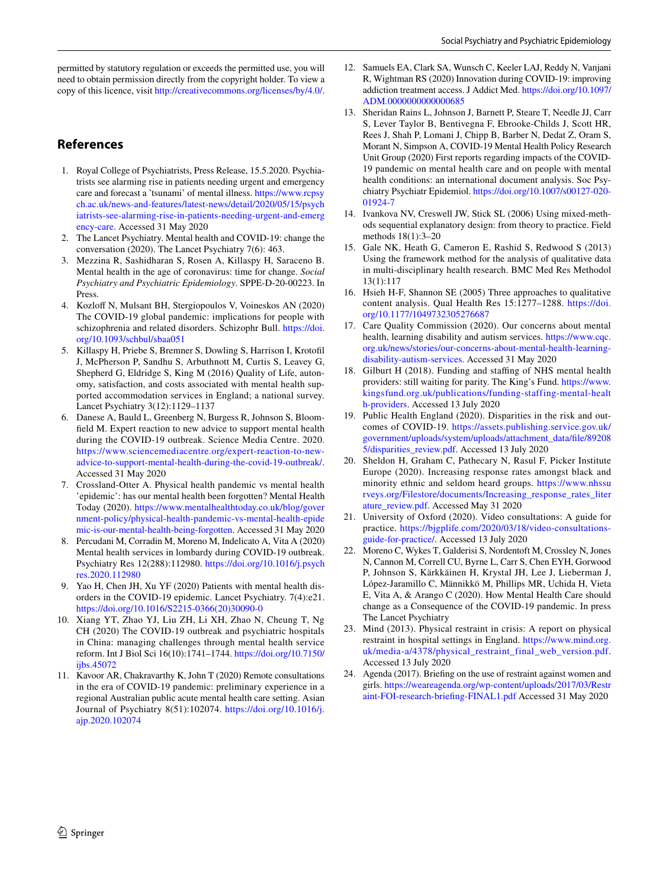permitted by statutory regulation or exceeds the permitted use, you will need to obtain permission directly from the copyright holder. To view a copy of this licence, visit http://creativecommons.org/licenses/by/4.0/.

## References

1. Royal College of Psychiatrists, Press Release, 15.5.2020. Psychiatrists see alarming rise in patients needing urgent and emergency care and forecast a 'tsunami' of mental illness. https://www.rcpsych.ac.uk/news-and-features/latest-news/detail/2020/05/15/psychiatrists-see-alarming-rise-in-patients-needing-urgent-and-emergency-care. Accessed 31 May 2020
2. The Lancet Psychiatry. Mental health and COVID-19: change the conversation (2020). The Lancet Psychiatry 7(6): 463.
3. Mezzina R, Sashidharan S, Rosen A, Killaspy H, Saraceno B. Mental health in the age of coronavirus: time for change. *Social Psychiatry and Psychiatric Epidemiology*. SPPE-D-20-00223. In Press.
4. Kozloff N, Mulsant BH, Stergiopoulos V, Voineskos AN (2020) The COVID-19 global pandemic: implications for people with schizophrenia and related disorders. Schizophr Bull. https://doi.org/10.1093/schbul/sbaa051
5. Killaspy H, Priebe S, Bremner S, Dowling S, Harrison I, Krotofil J, McPherson P, Sandhu S, Arbuthnott M, Curtis S, Leavey G, Shepherd G, Eldridge S, King M (2016) Quality of Life, autonomy, satisfaction, and costs associated with mental health supported accommodation services in England; a national survey. Lancet Psychiatry 3(12):1129–1137
6. Danese A, Bauld L, Greenberg N, Burgess R, Johnson S, Bloomfield M. Expert reaction to new advice to support mental health during the COVID-19 outbreak. Science Media Centre. 2020. https://www.sciencemediacentre.org/expert-reaction-to-new-advice-to-support-mental-health-during-the-covid-19-outbreak/. Accessed 31 May 2020
7. Crossland-Otter A. Physical health pandemic vs mental health 'epidemic': has our mental health been forgotten? Mental Health Today (2020). https://www.mentalhealthtoday.co.uk/blog/government-policy/physical-health-pandemic-vs-mental-health-epidemic-is-our-mental-health-being-forgotten. Accessed 31 May 2020
8. Percudani M, Corradin M, Moreno M, Indelicato A, Vita A (2020) Mental health services in lombardy during COVID-19 outbreak. Psychiatry Res 12(288):112980. https://doi.org/10.1016/j.psychres.2020.112980
9. Yao H, Chen JH, Xu YF (2020) Patients with mental health disorders in the COVID-19 epidemic. Lancet Psychiatry. 7(4):e21. https://doi.org/10.1016/S2215-0366(20)30090-0
10. Xiang YT, Zhao YJ, Liu ZH, Li XH, Zhao N, Cheung T, Ng CH (2020) The COVID-19 outbreak and psychiatric hospitals in China: managing challenges through mental health service reform. Int J Biol Sci 16(10):1741–1744. https://doi.org/10.7150/ijbs.45072
11. Kavoor AR, Chakravarthy K, John T (2020) Remote consultations in the era of COVID-19 pandemic: preliminary experience in a regional Australian public acute mental health care setting. Asian Journal of Psychiatry 8(51):102074. https://doi.org/10.1016/j.ajp.2020.102074
12. Samuels EA, Clark SA, Wunsch C, Keeler LAJ, Reddy N, Vanjani R, Wightman RS (2020) Innovation during COVID-19: improving addiction treatment access. J Addict Med. https://doi.org/10.1097/ADM.0000000000000685
13. Sheridan Rains L, Johnson J, Barnett P, Steare T, Needle JJ, Carr S, Lever Taylor B, Bentivegna F, Ebrooke-Childs J, Scott HR, Rees J, Shah P, Lomani J, Chipp B, Barber N, Dedat Z, Oram S, Morant N, Simpson A, COVID-19 Mental Health Policy Research Unit Group (2020) First reports regarding impacts of the COVID-19 pandemic on mental health care and on people with mental health conditions: an international document analysis. Soc Psychiatry Psychiatr Epidemiol. https://doi.org/10.1007/s00127-020-01924-7
14. Ivankova NV, Creswell JW, Stick SL (2006) Using mixed-methods sequential explanatory design: from theory to practice. Field methods 18(1):3–20
15. Gale NK, Heath G, Cameron E, Rashid S, Redwood S (2013) Using the framework method for the analysis of qualitative data in multi-disciplinary health research. BMC Med Res Methodol 13(1):117
16. Hsieh H-F, Shannon SE (2005) Three approaches to qualitative content analysis. Qual Health Res 15:1277–1288. https://doi.org/10.1177/1049732305276687
17. Care Quality Commission (2020). Our concerns about mental health, learning disability and autism services. https://www.cqc.org.uk/news/stories/our-concerns-about-mental-health-learning-disability-autism-services. Accessed 31 May 2020
18. Gilburt H (2018). Funding and staffing of NHS mental health providers: still waiting for parity. The King's Fund. https://www.kingsfund.org.uk/publications/funding-staffing-mental-health-providers. Accessed 13 July 2020
19. Public Health England (2020). Disparities in the risk and outcomes of COVID-19. https://assets.publishing.service.gov.uk/government/uploads/system/uploads/attachment_data/file/892085/disparities_review.pdf. Accessed 13 July 2020
20. Sheldon H, Graham C, Pathecary N, Rasul F, Picker Institute Europe (2020). Increasing response rates amongst black and minority ethnic and seldom heard groups. https://www.nhssurveys.org/Filestore/documents/Increasing_response_rates_literature_review.pdf. Accessed May 31 2020
21. University of Oxford (2020). Video consultations: A guide for practice. https://bjgplife.com/2020/03/18/video-consultations-guide-for-practice/. Accessed 13 July 2020
22. Moreno C, Wykes T, Galderisi S, Nordentoft M, Crossley N, Jones N, Cannon M, Correll CU, Byrne L, Carr S, Chen EYH, Gorwood P, Johnson S, Kärkkäinen H, Krystal JH, Lee J, Lieberman J, López-Jaramillo C, Männikkö M, Phillips MR, Uchida H, Vieta E, Vita A, & Arango C (2020). How Mental Health Care should change as a Consequence of the COVID-19 pandemic. In press The Lancet Psychiatry
23. Mind (2013). Physical restraint in crisis: A report on physical restraint in hospital settings in England. https://www.mind.org.uk/media-a/4378/physical_restraint_final_web_version.pdf. Accessed 13 July 2020
24. Agenda (2017). Briefing on the use of restraint against women and girls. https://weareagenda.org/wp-content/uploads/2017/03/Restraint-FOI-research-briefing-FINAL1.pdf Accessed 31 May 2020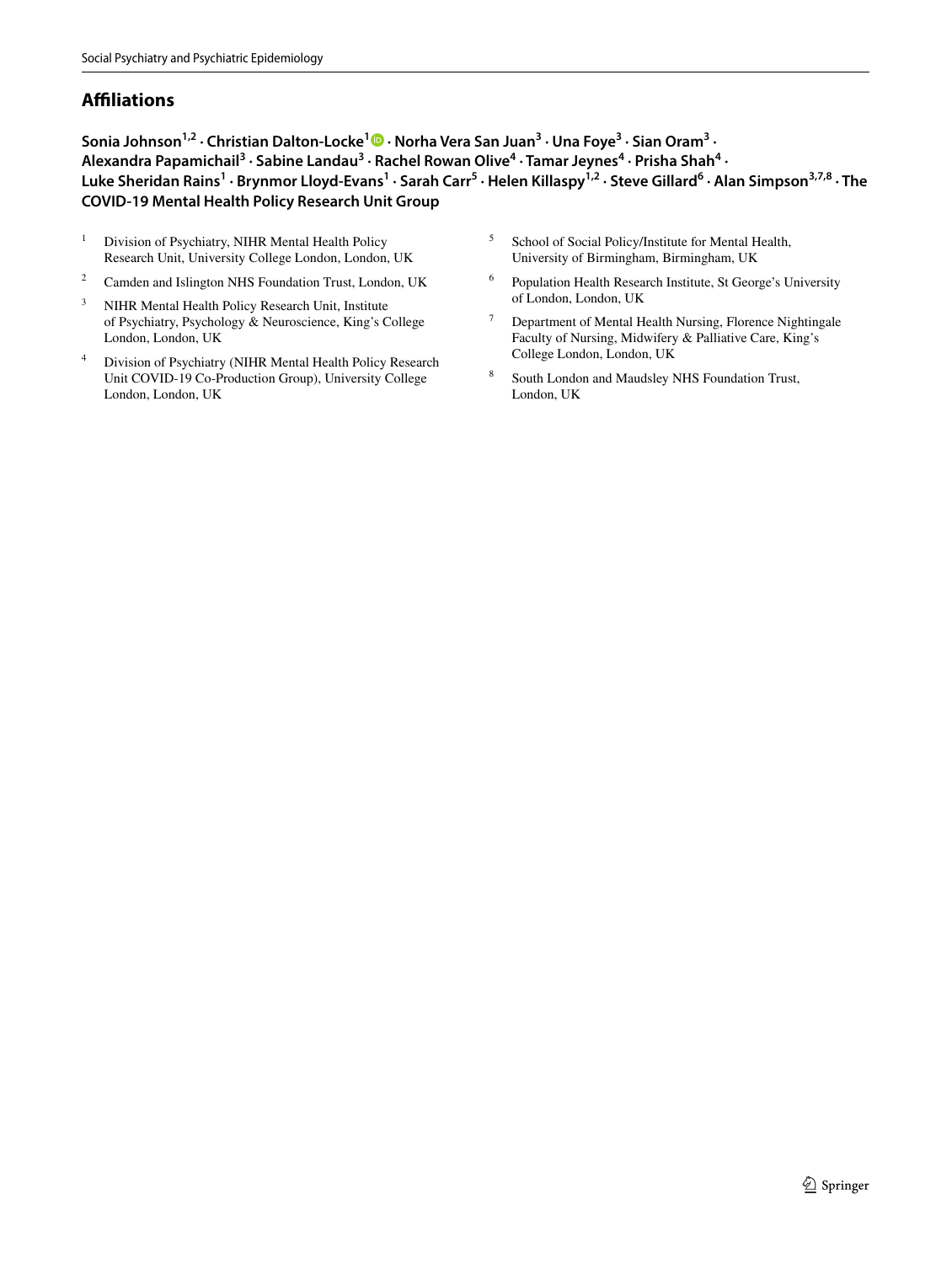## Affiliations

**Sonia Johnson[1,2] · Christian Dalton-Locke[1] · Norha Vera San Juan[3] · Una Foye[3] · Sian Oram[3] · Alexandra Papamichail[3] · Sabine Landau[3] · Rachel Rowan Olive[4] · Tamar Jeynes[4] · Prisha Shah[4] · Luke Sheridan Rains[1] · Brynmor Lloyd-Evans[1] · Sarah Carr[5] · Helen Killaspy[1,2] · Steve Gillard[6] · Alan Simpson[3,7,8] · The COVID-19 Mental Health Policy Research Unit Group**

1. Division of Psychiatry, NIHR Mental Health Policy Research Unit, University College London, London, UK
2. Camden and Islington NHS Foundation Trust, London, UK
3. NIHR Mental Health Policy Research Unit, Institute of Psychiatry, Psychology & Neuroscience, King's College London, London, UK
4. Division of Psychiatry (NIHR Mental Health Policy Research Unit COVID-19 Co-Production Group), University College London, London, UK
5. School of Social Policy/Institute for Mental Health, University of Birmingham, Birmingham, UK
6. Population Health Research Institute, St George's University of London, London, UK
7. Department of Mental Health Nursing, Florence Nightingale Faculty of Nursing, Midwifery & Palliative Care, King's College London, London, UK
8. South London and Maudsley NHS Foundation Trust, London, UK